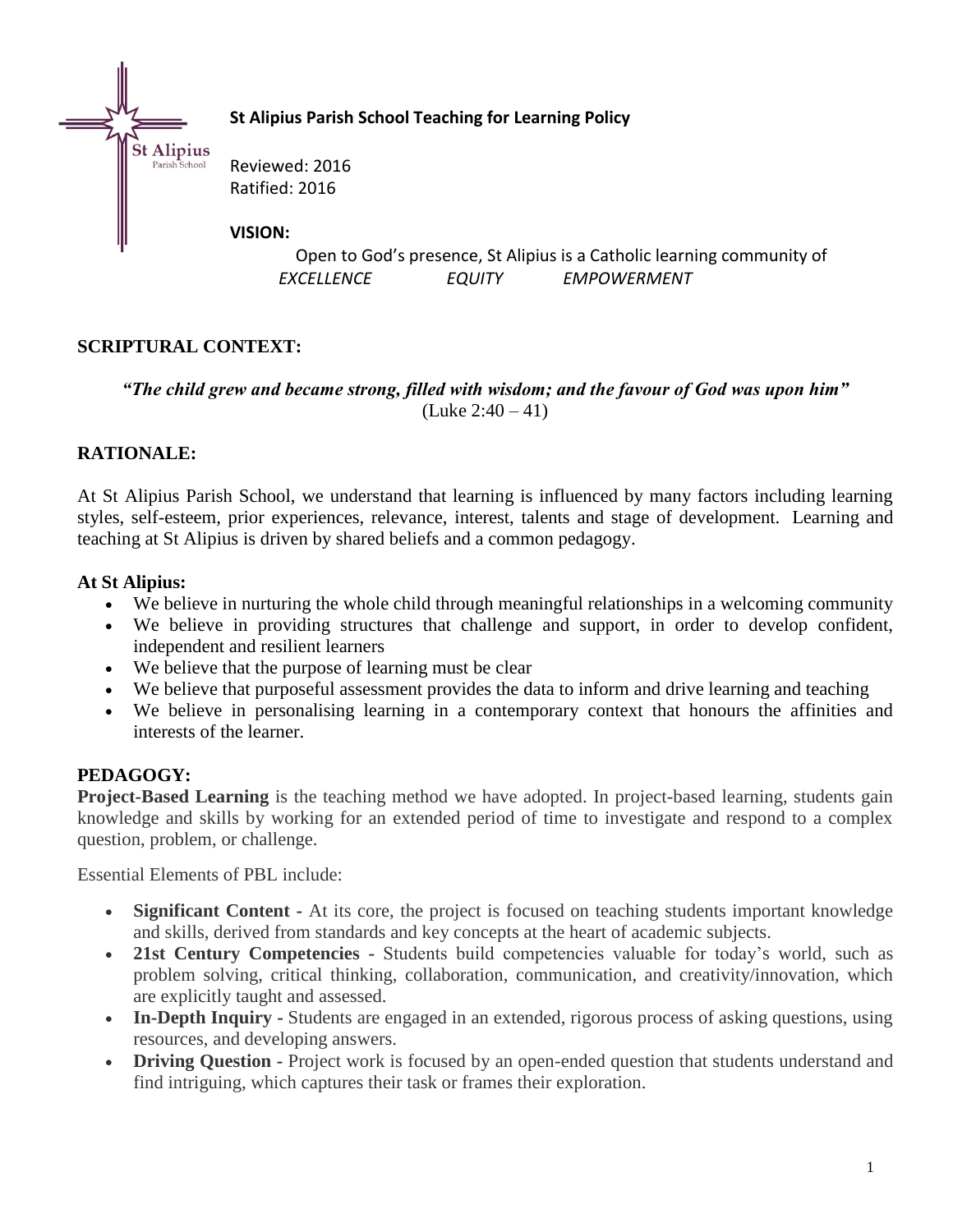# St Alipius Parish School Teaching for Learning Policy

Reviewed: 2016
Ratified: 2016

**VISION:**

Open to God's presence, St Alipius is a Catholic learning community of
*EXCELLENCE* *EQUITY* *EMPOWERMENT*

## SCRIPTURAL CONTEXT:

***"The child grew and became strong, filled with wisdom; and the favour of God was upon him"***
(Luke 2:40 – 41)

## RATIONALE:

At St Alipius Parish School, we understand that learning is influenced by many factors including learning styles, self-esteem, prior experiences, relevance, interest, talents and stage of development. Learning and teaching at St Alipius is driven by shared beliefs and a common pedagogy.

**At St Alipius:**

- We believe in nurturing the whole child through meaningful relationships in a welcoming community
- We believe in providing structures that challenge and support, in order to develop confident, independent and resilient learners
- We believe that the purpose of learning must be clear
- We believe that purposeful assessment provides the data to inform and drive learning and teaching
- We believe in personalising learning in a contemporary context that honours the affinities and interests of the learner.

## PEDAGOGY:

**Project-Based Learning** is the teaching method we have adopted. In project-based learning, students gain knowledge and skills by working for an extended period of time to investigate and respond to a complex question, problem, or challenge.

Essential Elements of PBL include:

- **Significant Content -** At its core, the project is focused on teaching students important knowledge and skills, derived from standards and key concepts at the heart of academic subjects.
- **21st Century Competencies -** Students build competencies valuable for today's world, such as problem solving, critical thinking, collaboration, communication, and creativity/innovation, which are explicitly taught and assessed.
- **In-Depth Inquiry -** Students are engaged in an extended, rigorous process of asking questions, using resources, and developing answers.
- **Driving Question -** Project work is focused by an open-ended question that students understand and find intriguing, which captures their task or frames their exploration.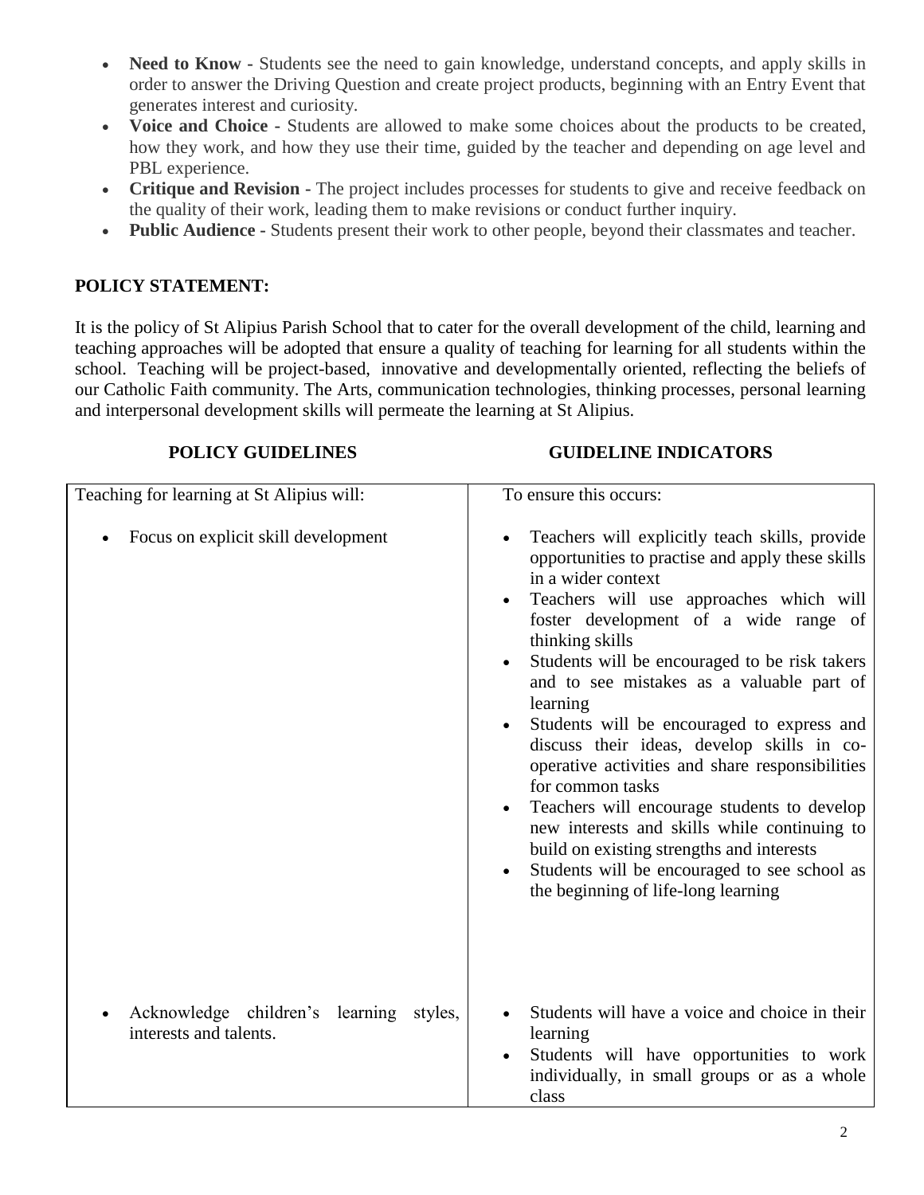- **Need to Know -** Students see the need to gain knowledge, understand concepts, and apply skills in order to answer the Driving Question and create project products, beginning with an Entry Event that generates interest and curiosity.
- **Voice and Choice -** Students are allowed to make some choices about the products to be created, how they work, and how they use their time, guided by the teacher and depending on age level and PBL experience.
- **Critique and Revision -** The project includes processes for students to give and receive feedback on the quality of their work, leading them to make revisions or conduct further inquiry.
- **Public Audience -** Students present their work to other people, beyond their classmates and teacher.

## POLICY STATEMENT:

It is the policy of St Alipius Parish School that to cater for the overall development of the child, learning and teaching approaches will be adopted that ensure a quality of teaching for learning for all students within the school. Teaching will be project-based, innovative and developmentally oriented, reflecting the beliefs of our Catholic Faith community. The Arts, communication technologies, thinking processes, personal learning and interpersonal development skills will permeate the learning at St Alipius.

| POLICY GUIDELINES | GUIDELINE INDICATORS |
|---|---|
| Teaching for learning at St Alipius will: | To ensure this occurs: |
| • Focus on explicit skill development | • Teachers will explicitly teach skills, provide opportunities to practise and apply these skills in a wider context<br>• Teachers will use approaches which will foster development of a wide range of thinking skills<br>• Students will be encouraged to be risk takers and to see mistakes as a valuable part of learning<br>• Students will be encouraged to express and discuss their ideas, develop skills in co-operative activities and share responsibilities for common tasks<br>• Teachers will encourage students to develop new interests and skills while continuing to build on existing strengths and interests<br>• Students will be encouraged to see school as the beginning of life-long learning |
| • Acknowledge children's learning styles, interests and talents. | • Students will have a voice and choice in their learning<br>• Students will have opportunities to work individually, in small groups or as a whole class |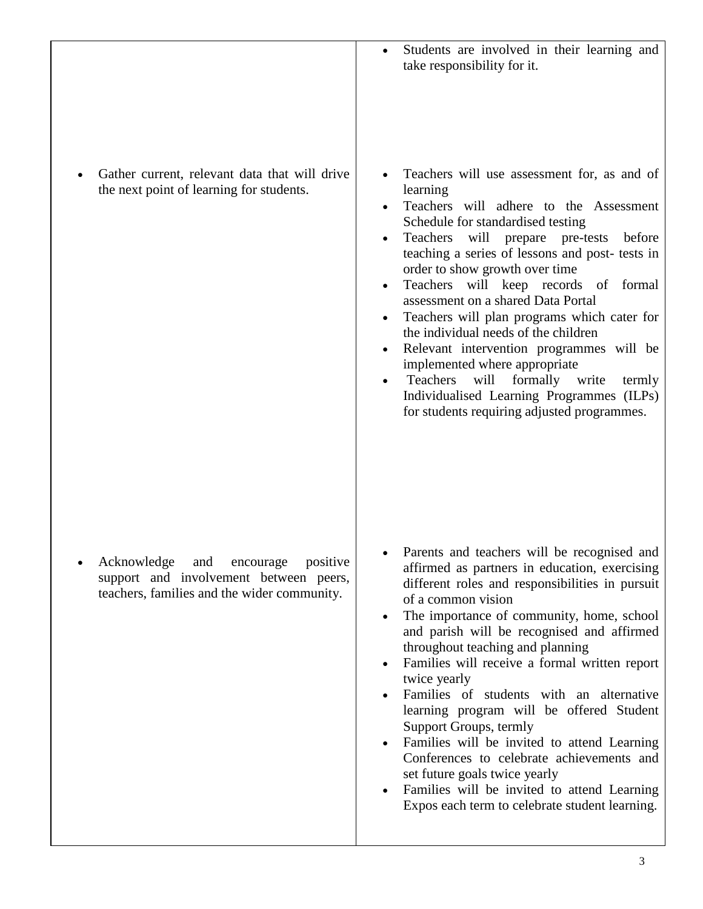| | |
|---|---|
| | <ul><li>Students are involved in their learning and take responsibility for it.</li></ul> |
| <ul><li>Gather current, relevant data that will drive the next point of learning for students.</li></ul> | <ul><li>Teachers will use assessment for, as and of learning</li><li>Teachers will adhere to the Assessment Schedule for standardised testing</li><li>Teachers will prepare pre-tests before teaching a series of lessons and post- tests in order to show growth over time</li><li>Teachers will keep records of formal assessment on a shared Data Portal</li><li>Teachers will plan programs which cater for the individual needs of the children</li><li>Relevant intervention programmes will be implemented where appropriate</li><li>Teachers will formally write termly Individualised Learning Programmes (ILPs) for students requiring adjusted programmes.</li></ul> |
| <ul><li>Acknowledge and encourage positive support and involvement between peers, teachers, families and the wider community.</li></ul> | <ul><li>Parents and teachers will be recognised and affirmed as partners in education, exercising different roles and responsibilities in pursuit of a common vision</li><li>The importance of community, home, school and parish will be recognised and affirmed throughout teaching and planning</li><li>Families will receive a formal written report twice yearly</li><li>Families of students with an alternative learning program will be offered Student Support Groups, termly</li><li>Families will be invited to attend Learning Conferences to celebrate achievements and set future goals twice yearly</li><li>Families will be invited to attend Learning Expos each term to celebrate student learning.</li></ul> |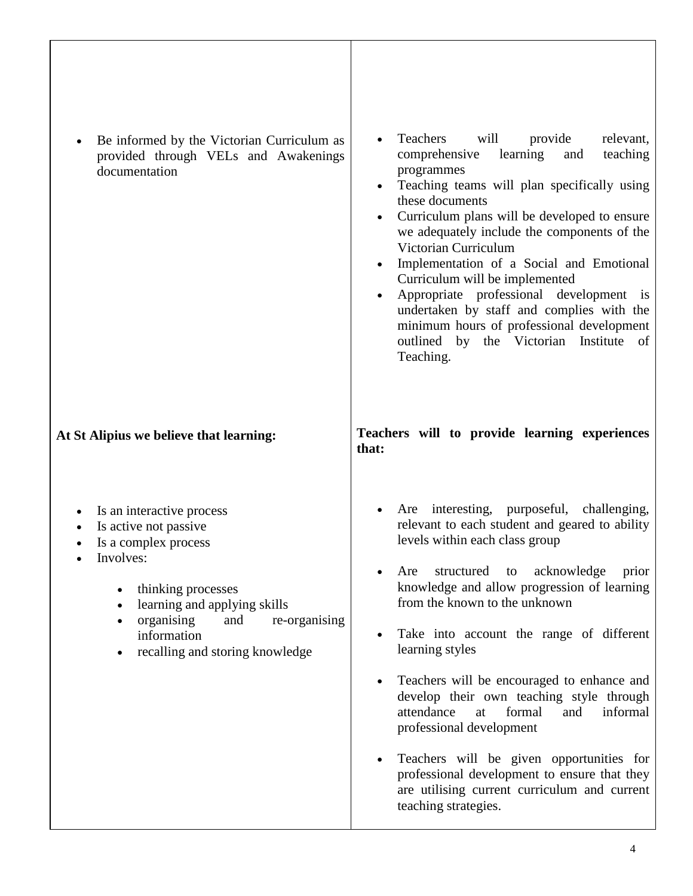| | |
|---|---|
| • Be informed by the Victorian Curriculum as provided through VELs and Awakenings documentation | • Teachers will provide relevant, comprehensive learning and teaching programmes<br>• Teaching teams will plan specifically using these documents<br>• Curriculum plans will be developed to ensure we adequately include the components of the Victorian Curriculum<br>• Implementation of a Social and Emotional Curriculum will be implemented<br>• Appropriate professional development is undertaken by staff and complies with the minimum hours of professional development outlined by the Victorian Institute of Teaching. |
| **At St Alipius we believe that learning:** | **Teachers will to provide learning experiences that:** |
| • Is an interactive process<br>• Is active not passive<br>• Is a complex process<br>• Involves:<br>&nbsp;&nbsp;&nbsp;&nbsp;• thinking processes<br>&nbsp;&nbsp;&nbsp;&nbsp;• learning and applying skills<br>&nbsp;&nbsp;&nbsp;&nbsp;• organising and re-organising information<br>&nbsp;&nbsp;&nbsp;&nbsp;• recalling and storing knowledge | • Are interesting, purposeful, challenging, relevant to each student and geared to ability levels within each class group<br>• Are structured to acknowledge prior knowledge and allow progression of learning from the known to the unknown<br>• Take into account the range of different learning styles<br>• Teachers will be encouraged to enhance and develop their own teaching style through attendance at formal and informal professional development<br>• Teachers will be given opportunities for professional development to ensure that they are utilising current curriculum and current teaching strategies. |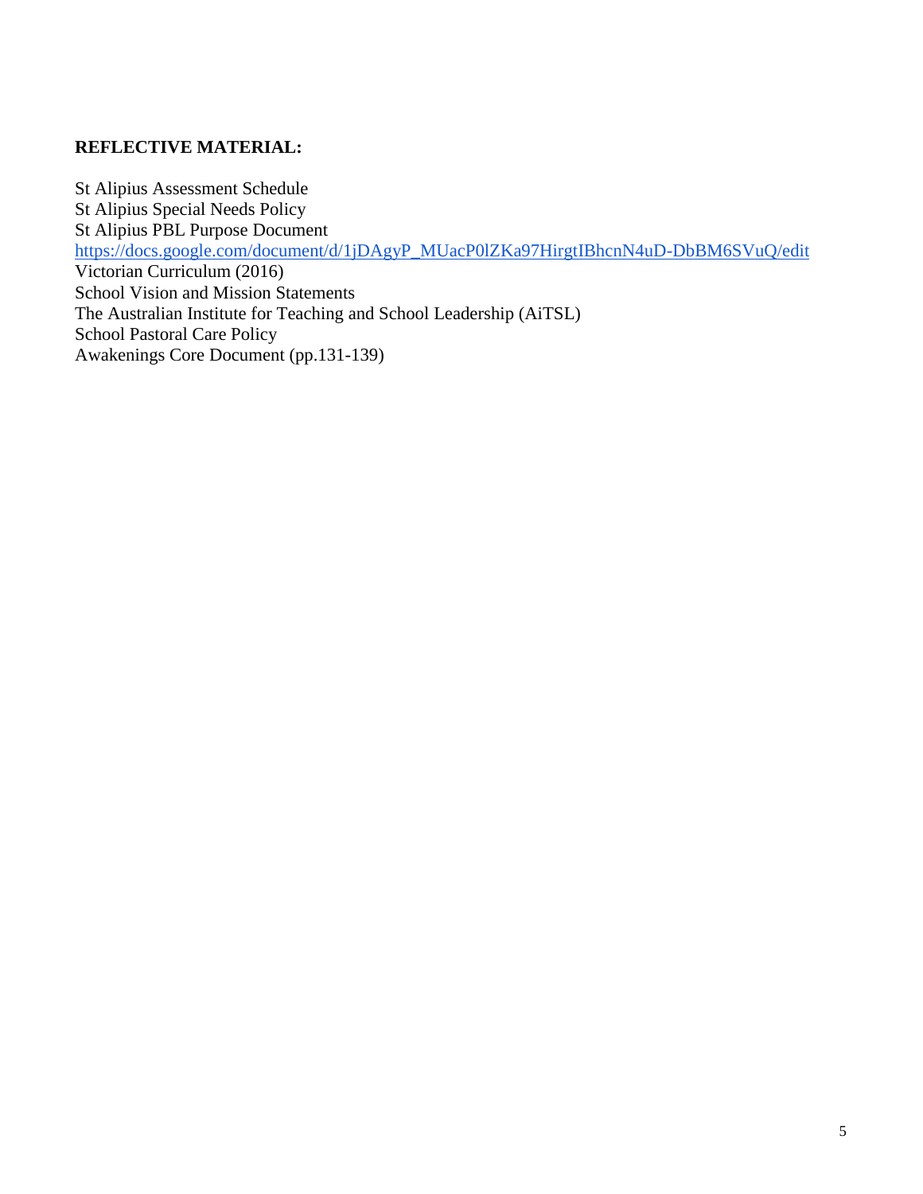**REFLECTIVE MATERIAL:**

St Alipius Assessment Schedule
St Alipius Special Needs Policy
St Alipius PBL Purpose Document
https://docs.google.com/document/d/1jDAgyP_MUacP0lZKa97HirgtIBhcnN4uD-DbBM6SVuQ/edit
Victorian Curriculum (2016)
School Vision and Mission Statements
The Australian Institute for Teaching and School Leadership (AiTSL)
School Pastoral Care Policy
Awakenings Core Document (pp.131-139)